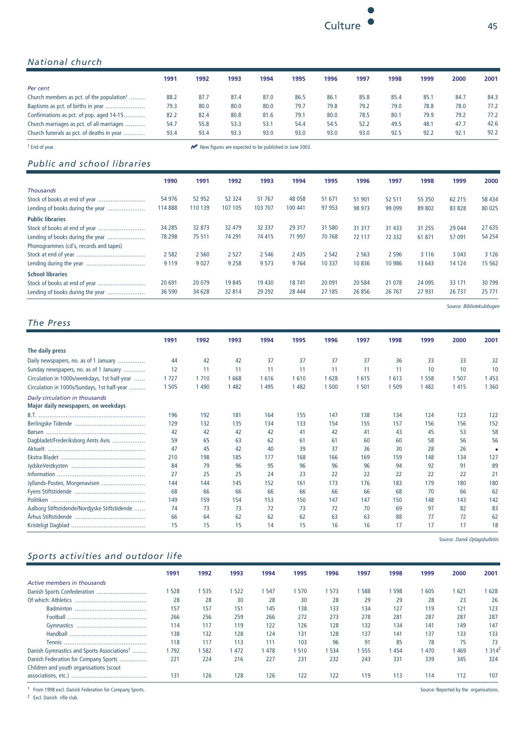## National church

| | 1991 | 1992 | 1993 | 1994 | 1995 | 1996 | 1997 | 1998 | 1999 | 2000 | 2001 |
|---|---|---|---|---|---|---|---|---|---|---|---|
| *Per cent* | | | | | | | | | | | |
| Church members as pct. of the population[1] | 88.2 | 87.7 | 87.4 | 87.0 | 86.5 | 86.1 | 85.8 | 85.4 | 85.1 | 84.7 | 84.3 |
| Baptisms as pct. of births in year | 79.3 | 80.0 | 80.0 | 80.0 | 79.7 | 79.8 | 79.2 | 79.0 | 78.8 | 78.0 | 77.2 |
| Confirmations as pct. of pop. aged 14-15 | 82.2 | 82.4 | 80.8 | 81.6 | 79.1 | 80.0 | 78.5 | 80.1 | 79.9 | 79.2 | 77.2 |
| Church marriages as pct. of all marriages | 54.7 | 55.8 | 53.3 | 53.1 | 54.4 | 54.5 | 52.2 | 49.5 | 48.1 | 47.7 | 42.6 |
| Church funerals as pct. of deaths in year | 93.4 | 93.4 | 93.3 | 93.0 | 93.0 | 93.0 | 93.0 | 92.5 | 92.2 | 92.1 | 92.2 |

[1] End of year.

New figures are expected to be published in June 2003.

## Public and school libraries

| | 1990 | 1991 | 1992 | 1993 | 1994 | 1995 | 1996 | 1997 | 1998 | 1999 | 2000 |
|---|---|---|---|---|---|---|---|---|---|---|---|
| *Thousands* | | | | | | | | | | | |
| Stock of books at end of year | 54 976 | 52 952 | 52 324 | 51 767 | 48 058 | 51 671 | 51 901 | 52 511 | 55 350 | 62 215 | 58 434 |
| Lending of books during the year | 114 888 | 110 139 | 107 105 | 103 707 | 100 441 | 97 953 | 98 973 | 99 099 | 89 802 | 83 828 | 80 025 |
| **Public libraries** | | | | | | | | | | | |
| Stock of books at end of year | 34 285 | 32 873 | 32 479 | 32 337 | 29 317 | 31 580 | 31 317 | 31 433 | 31 255 | 29 044 | 27 635 |
| Lending of books during the year | 78 298 | 75 511 | 74 291 | 74 415 | 71 997 | 70 768 | 72 117 | 72 332 | 61 871 | 57 091 | 54 254 |
| Phonogrammes (cd's, records and tapes) | | | | | | | | | | | |
| Stock at end of year | 2 582 | 2 560 | 2 527 | 2 546 | 2 435 | 2 542 | 2 563 | 2 596 | 3 116 | 3 043 | 3 126 |
| Lending during the year | 9 119 | 9 027 | 9 258 | 9 573 | 9 764 | 10 337 | 10 836 | 10 986 | 13 643 | 14 124 | 15 562 |
| **School libraries** | | | | | | | | | | | |
| Stock of books at end of year | 20 691 | 20 079 | 19 845 | 19 430 | 18 741 | 20 091 | 20 584 | 21 078 | 24 095 | 33 171 | 30 799 |
| Lending of books during the year | 36 590 | 34 628 | 32 814 | 29 292 | 28 444 | 27 185 | 26 856 | 26 767 | 27 931 | 26 737 | 25 771 |

Source: *Biblioteksårbogen*

## The Press

| | 1991 | 1992 | 1993 | 1994 | 1995 | 1996 | 1997 | 1998 | 1999 | 2000 | 2001 |
|---|---|---|---|---|---|---|---|---|---|---|---|
| **The daily press** | | | | | | | | | | | |
| Daily newspapers, no. as of 1 January | 44 | 42 | 42 | 37 | 37 | 37 | 37 | 36 | 33 | 33 | 32 |
| Sunday newspapers, no. as of 1 January | 12 | 11 | 11 | 11 | 11 | 11 | 11 | 11 | 10 | 10 | 10 |
| Circulation in 1000s/weekdays, 1st half-year | 1 727 | 1 710 | 1 668 | 1 616 | 1 610 | 1 628 | 1 615 | 1 613 | 1 558 | 1 507 | 1 453 |
| Circulation in 1000s/Sundays, 1st half-year | 1 505 | 1 490 | 1 482 | 1 495 | 1 482 | 1 500 | 1 501 | 1 509 | 1 482 | 1 415 | 1 360 |
| *Daily circulation in thousands* | | | | | | | | | | | |
| **Major daily newspapers, on weekdays** | | | | | | | | | | | |
| B.T. | 196 | 192 | 181 | 164 | 155 | 147 | 138 | 134 | 124 | 123 | 122 |
| Berlingske Tidende | 129 | 132 | 135 | 134 | 133 | 154 | 155 | 157 | 156 | 156 | 152 |
| Børsen | 42 | 42 | 42 | 42 | 41 | 42 | 41 | 43 | 45 | 53 | 58 |
| Dagbladet/Frederiksborg Amts Avis | 59 | 65 | 63 | 62 | 61 | 61 | 60 | 60 | 58 | 56 | 56 |
| Aktuelt | 47 | 45 | 42 | 40 | 39 | 37 | 36 | 30 | 28 | 26 | • |
| Ekstra Bladet | 210 | 198 | 185 | 177 | 168 | 166 | 169 | 159 | 148 | 134 | 127 |
| JydskeVestkysten | 84 | 79 | 96 | 95 | 96 | 96 | 96 | 94 | 92 | 91 | 89 |
| Information | 27 | 25 | 25 | 24 | 23 | 22 | 22 | 22 | 22 | 22 | 21 |
| Jyllands-Posten, Morgenavisen | 144 | 144 | 145 | 152 | 161 | 173 | 176 | 183 | 179 | 180 | 180 |
| Fyens Stiftstidende | 68 | 66 | 66 | 66 | 66 | 66 | 66 | 68 | 70 | 66 | 62 |
| Politiken | 149 | 159 | 154 | 153 | 150 | 147 | 147 | 150 | 148 | 143 | 142 |
| Aalborg Stiftstidende/Nordjyske Stiftstidende | 74 | 73 | 73 | 72 | 73 | 72 | 70 | 69 | 97 | 82 | 83 |
| Århus Stiftstidende | 66 | 64 | 62 | 62 | 62 | 63 | 63 | 88 | 77 | 72 | 62 |
| Kristeligt Dagblad | 15 | 15 | 15 | 14 | 15 | 16 | 16 | 17 | 17 | 17 | 18 |

Source: *Dansk Oplagsbulletin.*

## Sports activities and outdoor life

| | 1991 | 1992 | 1993 | 1994 | 1995 | 1996 | 1997 | 1998 | 1999 | 2000 | 2001 |
|---|---|---|---|---|---|---|---|---|---|---|---|
| *Active members in thousands* | | | | | | | | | | | |
| Danish Sports Confederation | 1 528 | 1 535 | 1 522 | 1 547 | 1 570 | 1 573 | 1 588 | 1 598 | 1 605 | 1 621 | 1 628 |
| Of which: Athletics | 28 | 28 | 30 | 28 | 30 | 28 | 29 | 29 | 28 | 23 | 26 |
| Badminton | 157 | 157 | 151 | 145 | 138 | 133 | 134 | 127 | 119 | 121 | 123 |
| Football | 266 | 256 | 259 | 266 | 272 | 273 | 278 | 281 | 287 | 287 | 287 |
| Gymnastics | 114 | 117 | 119 | 122 | 126 | 128 | 132 | 134 | 141 | 149 | 147 |
| Handball | 138 | 132 | 128 | 124 | 131 | 128 | 137 | 141 | 137 | 133 | 133 |
| Tennis | 118 | 117 | 113 | 111 | 103 | 96 | 91 | 85 | 78 | 75 | 73 |
| Danish Gymnastics and Sports Associations[1] | 1 792 | 1 582 | 1 472 | 1 478 | 1 510 | 1 534 | 1 555 | 1 454 | 1 470 | 1 469 | 1 314[2] |
| Danish Federation for Company Sports | 221 | 224 | 216 | 227 | 231 | 232 | 243 | 331 | 339 | 345 | 324 |
| Children and youth organisations (scout associations, etc.) | 131 | 126 | 128 | 126 | 122 | 122 | 119 | 113 | 114 | 112 | 107 |

[1] From 1998 excl. Danish Federation for Company Sports.
[2] Excl. Danish rifle club.

Source: Reported by the organisations.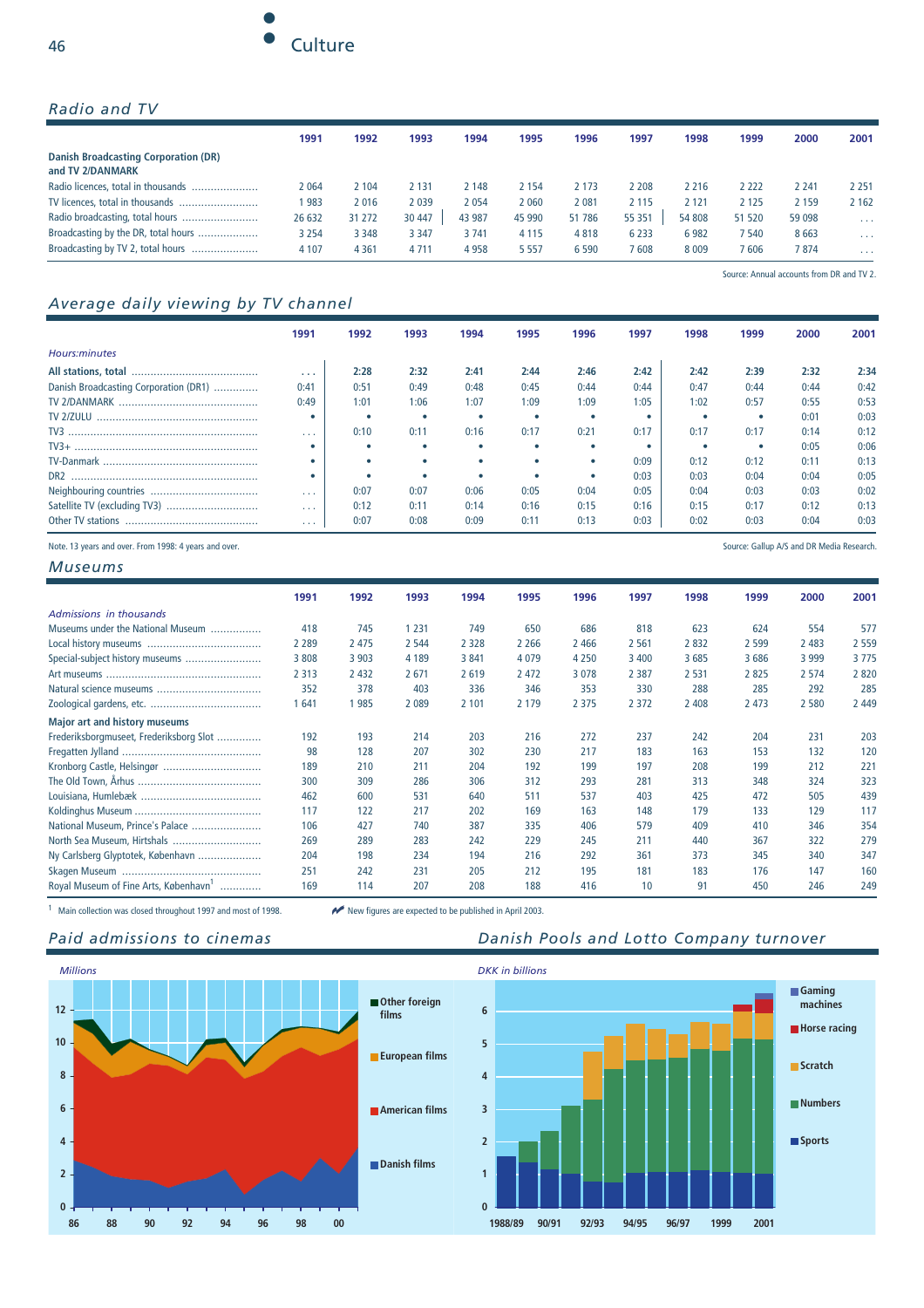## Radio and TV

| | 1991 | 1992 | 1993 | 1994 | 1995 | 1996 | 1997 | 1998 | 1999 | 2000 | 2001 |
|---|---|---|---|---|---|---|---|---|---|---|---|
| **Danish Broadcasting Corporation (DR) and TV 2/DANMARK** | | | | | | | | | | | |
| Radio licences, total in thousands | 2 064 | 2 104 | 2 131 | 2 148 | 2 154 | 2 173 | 2 208 | 2 216 | 2 222 | 2 241 | 2 251 |
| TV licences, total in thousands | 1 983 | 2 016 | 2 039 | 2 054 | 2 060 | 2 081 | 2 115 | 2 121 | 2 125 | 2 159 | 2 162 |
| Radio broadcasting, total hours | 26 632 | 31 272 | 30 447 | 43 987 | 45 990 | 51 786 | 55 351 | 54 808 | 51 520 | 59 098 | . . . |
| Broadcasting by the DR, total hours | 3 254 | 3 348 | 3 347 | 3 741 | 4 115 | 4 818 | 6 233 | 6 982 | 7 540 | 8 663 | . . . |
| Broadcasting by TV 2, total hours | 4 107 | 4 361 | 4 711 | 4 958 | 5 557 | 6 590 | 7 608 | 8 009 | 7 606 | 7 874 | . . . |

Source: Annual accounts from DR and TV 2.

## Average daily viewing by TV channel

| | 1991 | 1992 | 1993 | 1994 | 1995 | 1996 | 1997 | 1998 | 1999 | 2000 | 2001 |
|---|---|---|---|---|---|---|---|---|---|---|---|
| *Hours:minutes* | | | | | | | | | | | |
| **All stations, total** | . . . | **2:28** | **2:32** | **2:41** | **2:44** | **2:46** | **2:42** | **2:42** | **2:39** | **2:32** | **2:34** |
| Danish Broadcasting Corporation (DR1) | 0:41 | 0:51 | 0:49 | 0:48 | 0:45 | 0:44 | 0:44 | 0:47 | 0:44 | 0:44 | 0:42 |
| TV 2/DANMARK | 0:49 | 1:01 | 1:06 | 1:07 | 1:09 | 1:09 | 1:05 | 1:02 | 0:57 | 0:55 | 0:53 |
| TV 2/ZULU | • | • | • | • | • | • | • | • | • | 0:01 | 0:03 |
| TV3 | . . . | 0:10 | 0:11 | 0:16 | 0:17 | 0:21 | 0:17 | 0:17 | 0:17 | 0:14 | 0:12 |
| TV3+ | • | • | • | • | • | • | • | • | • | 0:05 | 0:06 |
| TV-Danmark | • | • | • | • | • | • | 0:09 | 0:12 | 0:12 | 0:11 | 0:13 |
| DR2 | • | • | • | • | • | • | 0:03 | 0:03 | 0:04 | 0:04 | 0:05 |
| Neighbouring countries | . . . | 0:07 | 0:07 | 0:06 | 0:05 | 0:04 | 0:05 | 0:04 | 0:03 | 0:03 | 0:02 |
| Satellite TV (excluding TV3) | . . . | 0:12 | 0:11 | 0:14 | 0:16 | 0:15 | 0:16 | 0:15 | 0:17 | 0:12 | 0:13 |
| Other TV stations | . . . | 0:07 | 0:08 | 0:09 | 0:11 | 0:13 | 0:03 | 0:02 | 0:03 | 0:04 | 0:03 |

Note. 13 years and over. From 1998: 4 years and over.

Source: Gallup A/S and DR Media Research.

## Museums

| | 1991 | 1992 | 1993 | 1994 | 1995 | 1996 | 1997 | 1998 | 1999 | 2000 | 2001 |
|---|---|---|---|---|---|---|---|---|---|---|---|
| *Admissions in thousands* | | | | | | | | | | | |
| Museums under the National Museum | 418 | 745 | 1 231 | 749 | 650 | 686 | 818 | 623 | 624 | 554 | 577 |
| Local history museums | 2 289 | 2 475 | 2 544 | 2 328 | 2 266 | 2 466 | 2 561 | 2 832 | 2 599 | 2 483 | 2 559 |
| Special-subject history museums | 3 808 | 3 903 | 4 189 | 3 841 | 4 079 | 4 250 | 3 400 | 3 685 | 3 686 | 3 999 | 3 775 |
| Art museums | 2 313 | 2 432 | 2 671 | 2 619 | 2 472 | 3 078 | 2 387 | 2 531 | 2 825 | 2 574 | 2 820 |
| Natural science museums | 352 | 378 | 403 | 336 | 346 | 353 | 330 | 288 | 285 | 292 | 285 |
| Zoological gardens, etc. | 1 641 | 1 985 | 2 089 | 2 101 | 2 179 | 2 375 | 2 372 | 2 408 | 2 473 | 2 580 | 2 449 |
| **Major art and history museums** | | | | | | | | | | | |
| Frederiksborgmuseet, Frederiksborg Slot | 192 | 193 | 214 | 203 | 216 | 272 | 237 | 242 | 204 | 231 | 203 |
| Fregatten Jylland | 98 | 128 | 207 | 302 | 230 | 217 | 183 | 163 | 153 | 132 | 120 |
| Kronborg Castle, Helsingør | 189 | 210 | 211 | 204 | 192 | 199 | 197 | 208 | 199 | 212 | 221 |
| The Old Town, Århus | 300 | 309 | 286 | 306 | 312 | 293 | 281 | 313 | 348 | 324 | 323 |
| Louisiana, Humlebæk | 462 | 600 | 531 | 640 | 511 | 537 | 403 | 425 | 472 | 505 | 439 |
| Koldinghus Museum | 117 | 122 | 217 | 202 | 169 | 163 | 148 | 179 | 133 | 129 | 117 |
| National Museum, Prince's Palace | 106 | 427 | 740 | 387 | 335 | 406 | 579 | 409 | 410 | 346 | 354 |
| North Sea Museum, Hirtshals | 269 | 289 | 283 | 242 | 229 | 245 | 211 | 440 | 367 | 322 | 279 |
| Ny Carlsberg Glyptotek, København | 204 | 198 | 234 | 194 | 216 | 292 | 361 | 373 | 345 | 340 | 347 |
| Skagen Museum | 251 | 242 | 231 | 205 | 212 | 195 | 181 | 183 | 176 | 147 | 160 |
| Royal Museum of Fine Arts, København[1] | 169 | 114 | 207 | 208 | 188 | 416 | 10 | 91 | 450 | 246 | 249 |

[1] Main collection was closed throughout 1997 and most of 1998.

New figures are expected to be published in April 2003.

## Paid admissions to cinemas

*Millions*

Other foreign films; European films; American films; Danish films

## Danish Pools and Lotto Company turnover

*DKK in billions*

Gaming machines; Horse racing; Scratch; Numbers; Sports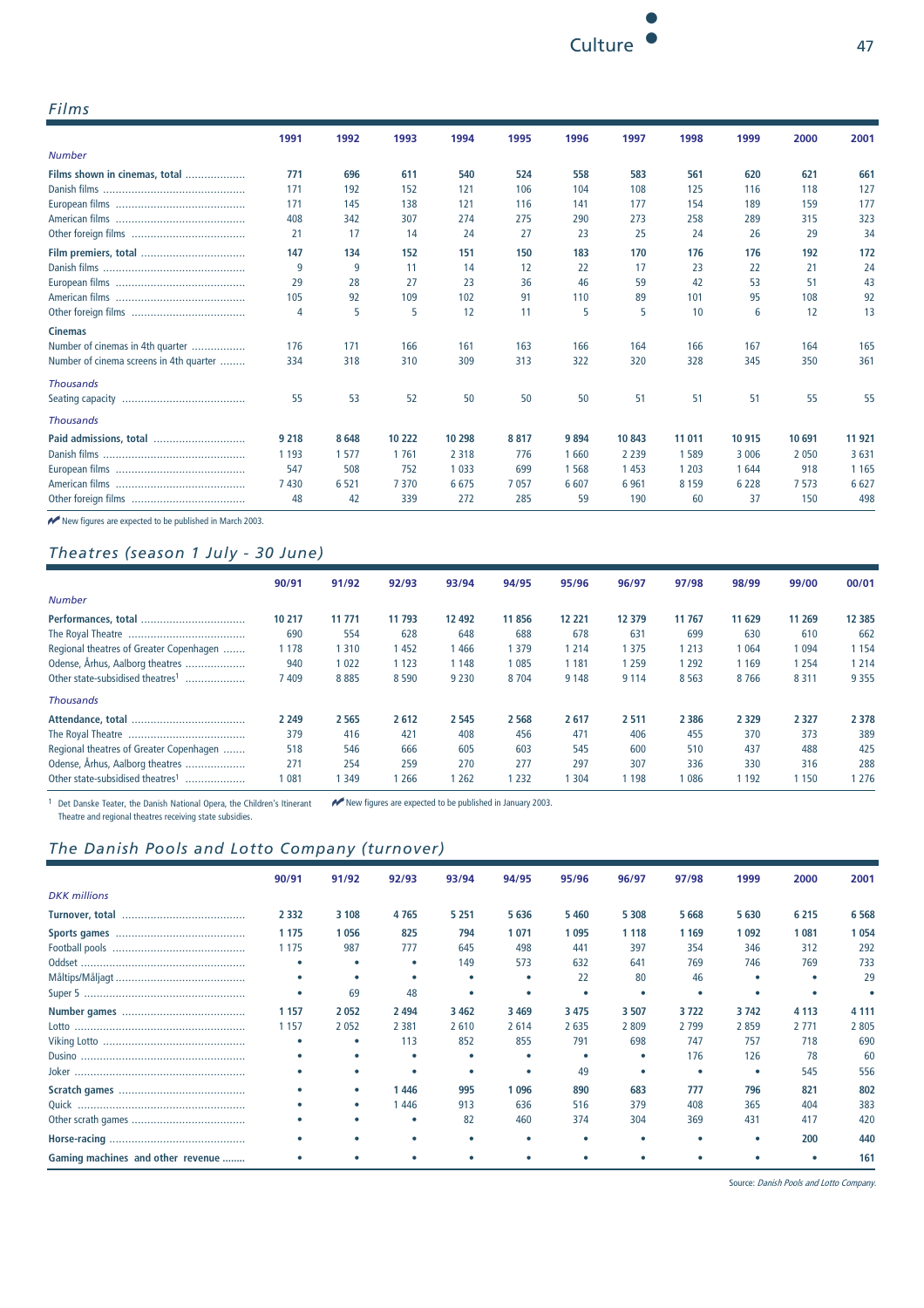## *Films*

| | 1991 | 1992 | 1993 | 1994 | 1995 | 1996 | 1997 | 1998 | 1999 | 2000 | 2001 |
|---|---|---|---|---|---|---|---|---|---|---|---|
| *Number* | | | | | | | | | | | |
| **Films shown in cinemas, total** | **771** | **696** | **611** | **540** | **524** | **558** | **583** | **561** | **620** | **621** | **661** |
| Danish films | 171 | 192 | 152 | 121 | 106 | 104 | 108 | 125 | 116 | 118 | 127 |
| European films | 171 | 145 | 138 | 121 | 116 | 141 | 177 | 154 | 189 | 159 | 177 |
| American films | 408 | 342 | 307 | 274 | 275 | 290 | 273 | 258 | 289 | 315 | 323 |
| Other foreign films | 21 | 17 | 14 | 24 | 27 | 23 | 25 | 24 | 26 | 29 | 34 |
| **Film premiers, total** | **147** | **134** | **152** | **151** | **150** | **183** | **170** | **176** | **176** | **192** | **172** |
| Danish films | 9 | 9 | 11 | 14 | 12 | 22 | 17 | 23 | 22 | 21 | 24 |
| European films | 29 | 28 | 27 | 23 | 36 | 46 | 59 | 42 | 53 | 51 | 43 |
| American films | 105 | 92 | 109 | 102 | 91 | 110 | 89 | 101 | 95 | 108 | 92 |
| Other foreign films | 4 | 5 | 5 | 12 | 11 | 5 | 5 | 10 | 6 | 12 | 13 |
| **Cinemas** | | | | | | | | | | | |
| Number of cinemas in 4th quarter | 176 | 171 | 166 | 161 | 163 | 166 | 164 | 166 | 167 | 164 | 165 |
| Number of cinema screens in 4th quarter | 334 | 318 | 310 | 309 | 313 | 322 | 320 | 328 | 345 | 350 | 361 |
| *Thousands* | | | | | | | | | | | |
| Seating capacity | 55 | 53 | 52 | 50 | 50 | 50 | 51 | 51 | 51 | 55 | 55 |
| *Thousands* | | | | | | | | | | | |
| **Paid admissions, total** | **9 218** | **8 648** | **10 222** | **10 298** | **8 817** | **9 894** | **10 843** | **11 011** | **10 915** | **10 691** | **11 921** |
| Danish films | 1 193 | 1 577 | 1 761 | 2 318 | 776 | 1 660 | 2 239 | 1 589 | 3 006 | 2 050 | 3 631 |
| European films | 547 | 508 | 752 | 1 033 | 699 | 1 568 | 1 453 | 1 203 | 1 644 | 918 | 1 165 |
| American films | 7 430 | 6 521 | 7 370 | 6 675 | 7 057 | 6 607 | 6 961 | 8 159 | 6 228 | 7 573 | 6 627 |
| Other foreign films | 48 | 42 | 339 | 272 | 285 | 59 | 190 | 60 | 37 | 150 | 498 |

New figures are expected to be published in March 2003.

## *Theatres (season 1 July - 30 June)*

| | 90/91 | 91/92 | 92/93 | 93/94 | 94/95 | 95/96 | 96/97 | 97/98 | 98/99 | 99/00 | 00/01 |
|---|---|---|---|---|---|---|---|---|---|---|---|
| *Number* | | | | | | | | | | | |
| **Performances, total** | **10 217** | **11 771** | **11 793** | **12 492** | **11 856** | **12 221** | **12 379** | **11 767** | **11 629** | **11 269** | **12 385** |
| The Royal Theatre | 690 | 554 | 628 | 648 | 688 | 678 | 631 | 699 | 630 | 610 | 662 |
| Regional theatres of Greater Copenhagen | 1 178 | 1 310 | 1 452 | 1 466 | 1 379 | 1 214 | 1 375 | 1 213 | 1 064 | 1 094 | 1 154 |
| Odense, Århus, Aalborg theatres | 940 | 1 022 | 1 123 | 1 148 | 1 085 | 1 181 | 1 259 | 1 292 | 1 169 | 1 254 | 1 214 |
| Other state-subsidised theatres[1] | 7 409 | 8 885 | 8 590 | 9 230 | 8 704 | 9 148 | 9 114 | 8 563 | 8 766 | 8 311 | 9 355 |
| *Thousands* | | | | | | | | | | | |
| **Attendance, total** | **2 249** | **2 565** | **2 612** | **2 545** | **2 568** | **2 617** | **2 511** | **2 386** | **2 329** | **2 327** | **2 378** |
| The Royal Theatre | 379 | 416 | 421 | 408 | 456 | 471 | 406 | 455 | 370 | 373 | 389 |
| Regional theatres of Greater Copenhagen | 518 | 546 | 666 | 605 | 603 | 545 | 600 | 510 | 437 | 488 | 425 |
| Odense, Århus, Aalborg theatres | 271 | 254 | 259 | 270 | 277 | 297 | 307 | 336 | 330 | 316 | 288 |
| Other state-subsidised theatres[1] | 1 081 | 1 349 | 1 266 | 1 262 | 1 232 | 1 304 | 1 198 | 1 086 | 1 192 | 1 150 | 1 276 |

[1] Det Danske Teater, the Danish National Opera, the Children's Itinerant Theatre and regional theatres receiving state subsidies.

New figures are expected to be published in January 2003.

## *The Danish Pools and Lotto Company (turnover)*

| | 90/91 | 91/92 | 92/93 | 93/94 | 94/95 | 95/96 | 96/97 | 97/98 | 1999 | 2000 | 2001 |
|---|---|---|---|---|---|---|---|---|---|---|---|
| *DKK millions* | | | | | | | | | | | |
| **Turnover, total** | **2 332** | **3 108** | **4 765** | **5 251** | **5 636** | **5 460** | **5 308** | **5 668** | **5 630** | **6 215** | **6 568** |
| **Sports games** | **1 175** | **1 056** | **825** | **794** | **1 071** | **1 095** | **1 118** | **1 169** | **1 092** | **1 081** | **1 054** |
| Football pools | 1 175 | 987 | 777 | 645 | 498 | 441 | 397 | 354 | 346 | 312 | 292 |
| Oddset | • | • | • | 149 | 573 | 632 | 641 | 769 | 746 | 769 | 733 |
| Måltips/Måljagt | • | • | • | • | • | 22 | 80 | 46 | • | • | 29 |
| Super 5 | • | 69 | 48 | • | • | • | • | • | • | • | • |
| **Number games** | **1 157** | **2 052** | **2 494** | **3 462** | **3 469** | **3 475** | **3 507** | **3 722** | **3 742** | **4 113** | **4 111** |
| Lotto | 1 157 | 2 052 | 2 381 | 2 610 | 2 614 | 2 635 | 2 809 | 2 799 | 2 859 | 2 771 | 2 805 |
| Viking Lotto | • | • | 113 | 852 | 855 | 791 | 698 | 747 | 757 | 718 | 690 |
| Dusino | • | • | • | • | • | • | • | 176 | 126 | 78 | 60 |
| Joker | • | • | • | • | • | 49 | • | • | • | 545 | 556 |
| **Scratch games** | • | • | **1 446** | **995** | **1 096** | **890** | **683** | **777** | **796** | **821** | **802** |
| Quick | • | • | 1 446 | 913 | 636 | 516 | 379 | 408 | 365 | 404 | 383 |
| Other scrath games | • | • | • | 82 | 460 | 374 | 304 | 369 | 431 | 417 | 420 |
| **Horse-racing** | • | • | • | • | • | • | • | • | • | **200** | **440** |
| **Gaming machines and other revenue** | • | • | • | • | • | • | • | • | • | • | **161** |

Source: *Danish Pools and Lotto Company.*